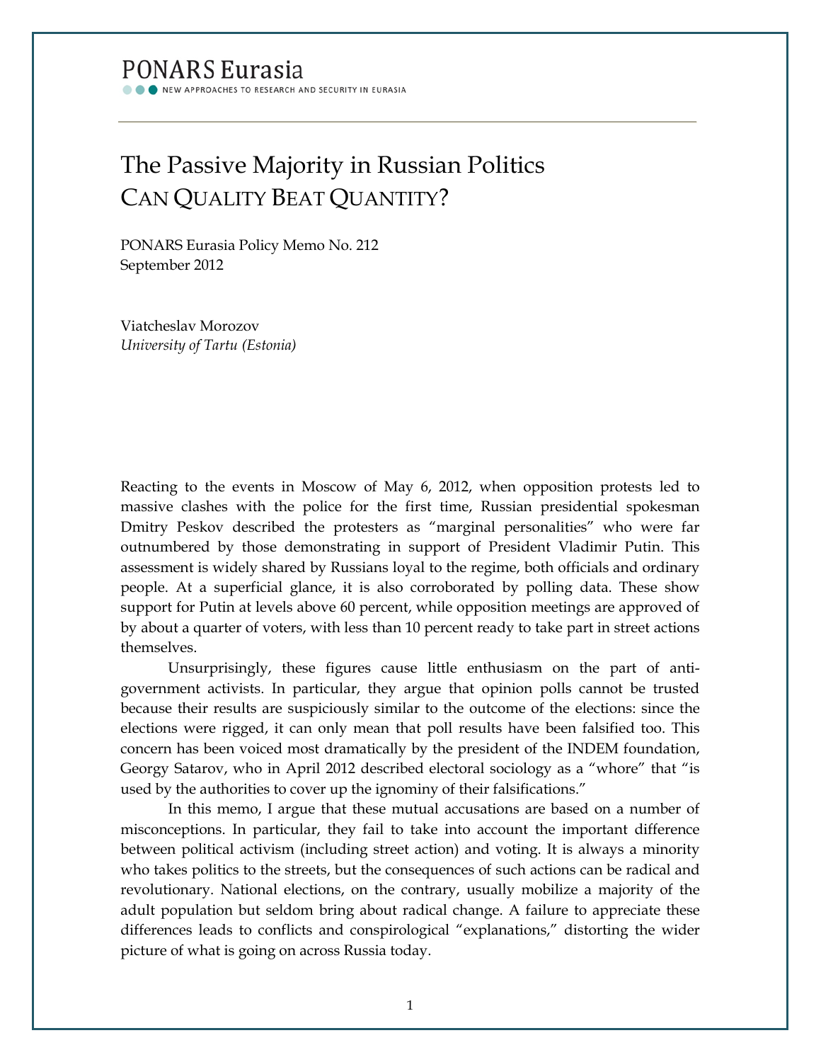PONARS Eurasia

NEW APPROACHES TO RESEARCH AND SECURITY IN EURASIA

# The Passive Majority in Russian Politics
## CAN QUALITY BEAT QUANTITY?

PONARS Eurasia Policy Memo No. 212
September 2012

Viatcheslav Morozov
*University of Tartu (Estonia)*

Reacting to the events in Moscow of May 6, 2012, when opposition protests led to massive clashes with the police for the first time, Russian presidential spokesman Dmitry Peskov described the protesters as "marginal personalities" who were far outnumbered by those demonstrating in support of President Vladimir Putin. This assessment is widely shared by Russians loyal to the regime, both officials and ordinary people. At a superficial glance, it is also corroborated by polling data. These show support for Putin at levels above 60 percent, while opposition meetings are approved of by about a quarter of voters, with less than 10 percent ready to take part in street actions themselves.

Unsurprisingly, these figures cause little enthusiasm on the part of anti-government activists. In particular, they argue that opinion polls cannot be trusted because their results are suspiciously similar to the outcome of the elections: since the elections were rigged, it can only mean that poll results have been falsified too. This concern has been voiced most dramatically by the president of the INDEM foundation, Georgy Satarov, who in April 2012 described electoral sociology as a "whore" that "is used by the authorities to cover up the ignominy of their falsifications."

In this memo, I argue that these mutual accusations are based on a number of misconceptions. In particular, they fail to take into account the important difference between political activism (including street action) and voting. It is always a minority who takes politics to the streets, but the consequences of such actions can be radical and revolutionary. National elections, on the contrary, usually mobilize a majority of the adult population but seldom bring about radical change. A failure to appreciate these differences leads to conflicts and conspirological "explanations," distorting the wider picture of what is going on across Russia today.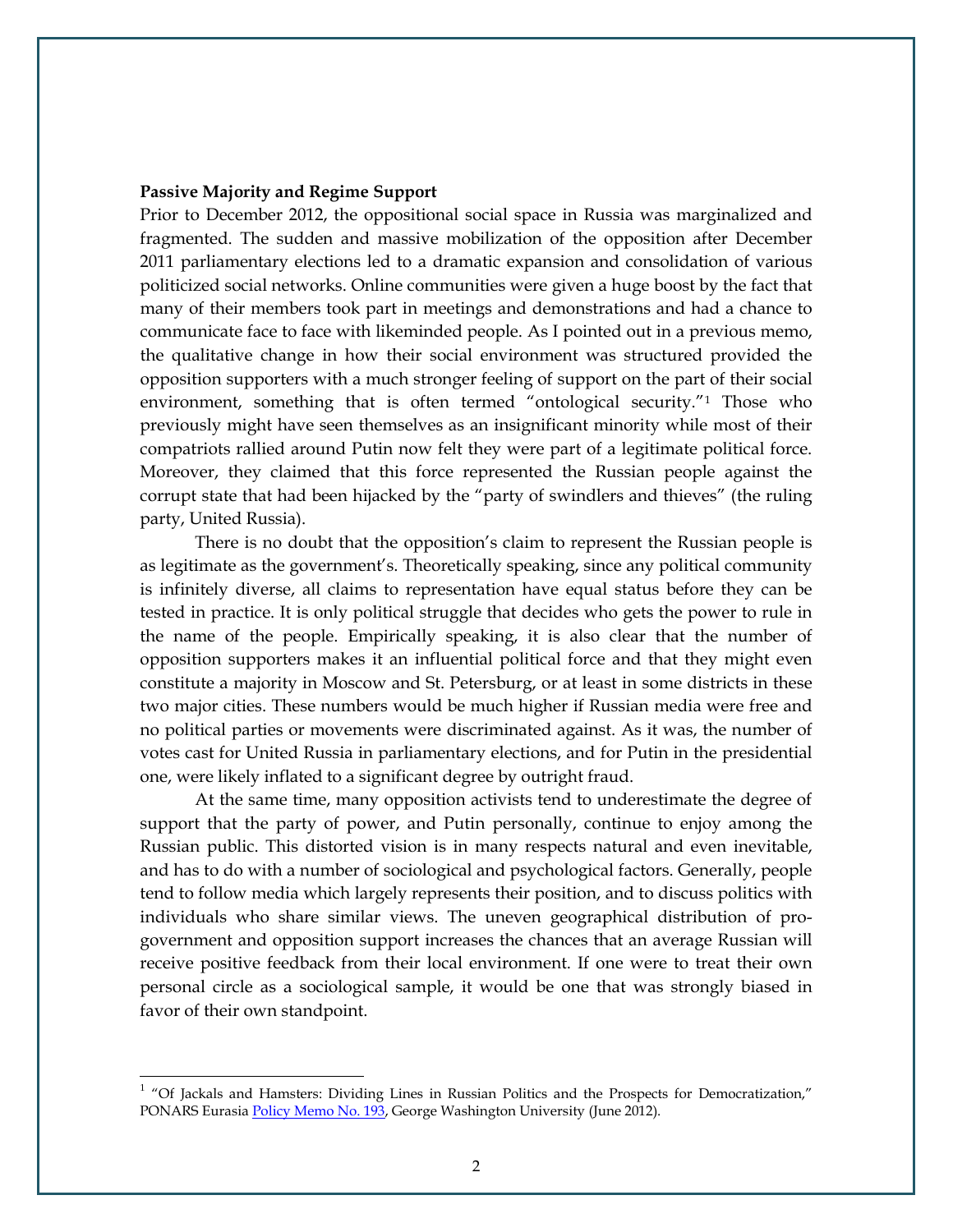**Passive Majority and Regime Support**

Prior to December 2012, the oppositional social space in Russia was marginalized and fragmented. The sudden and massive mobilization of the opposition after December 2011 parliamentary elections led to a dramatic expansion and consolidation of various politicized social networks. Online communities were given a huge boost by the fact that many of their members took part in meetings and demonstrations and had a chance to communicate face to face with likeminded people. As I pointed out in a previous memo, the qualitative change in how their social environment was structured provided the opposition supporters with a much stronger feeling of support on the part of their social environment, something that is often termed "ontological security."[1] Those who previously might have seen themselves as an insignificant minority while most of their compatriots rallied around Putin now felt they were part of a legitimate political force. Moreover, they claimed that this force represented the Russian people against the corrupt state that had been hijacked by the "party of swindlers and thieves" (the ruling party, United Russia).

There is no doubt that the opposition's claim to represent the Russian people is as legitimate as the government's. Theoretically speaking, since any political community is infinitely diverse, all claims to representation have equal status before they can be tested in practice. It is only political struggle that decides who gets the power to rule in the name of the people. Empirically speaking, it is also clear that the number of opposition supporters makes it an influential political force and that they might even constitute a majority in Moscow and St. Petersburg, or at least in some districts in these two major cities. These numbers would be much higher if Russian media were free and no political parties or movements were discriminated against. As it was, the number of votes cast for United Russia in parliamentary elections, and for Putin in the presidential one, were likely inflated to a significant degree by outright fraud.

At the same time, many opposition activists tend to underestimate the degree of support that the party of power, and Putin personally, continue to enjoy among the Russian public. This distorted vision is in many respects natural and even inevitable, and has to do with a number of sociological and psychological factors. Generally, people tend to follow media which largely represents their position, and to discuss politics with individuals who share similar views. The uneven geographical distribution of pro-government and opposition support increases the chances that an average Russian will receive positive feedback from their local environment. If one were to treat their own personal circle as a sociological sample, it would be one that was strongly biased in favor of their own standpoint.

---

[1] "Of Jackals and Hamsters: Dividing Lines in Russian Politics and the Prospects for Democratization," PONARS Eurasia Policy Memo No. 193, George Washington University (June 2012).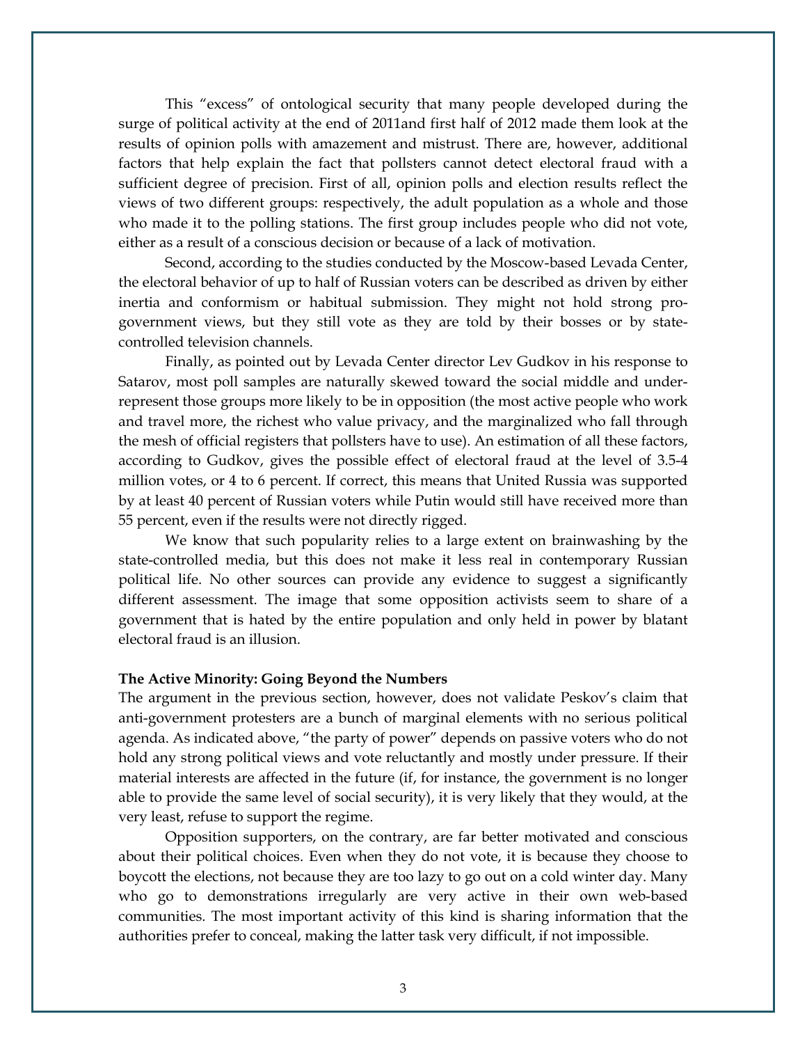This "excess" of ontological security that many people developed during the surge of political activity at the end of 2011and first half of 2012 made them look at the results of opinion polls with amazement and mistrust. There are, however, additional factors that help explain the fact that pollsters cannot detect electoral fraud with a sufficient degree of precision. First of all, opinion polls and election results reflect the views of two different groups: respectively, the adult population as a whole and those who made it to the polling stations. The first group includes people who did not vote, either as a result of a conscious decision or because of a lack of motivation.

Second, according to the studies conducted by the Moscow-based Levada Center, the electoral behavior of up to half of Russian voters can be described as driven by either inertia and conformism or habitual submission. They might not hold strong pro-government views, but they still vote as they are told by their bosses or by state-controlled television channels.

Finally, as pointed out by Levada Center director Lev Gudkov in his response to Satarov, most poll samples are naturally skewed toward the social middle and under-represent those groups more likely to be in opposition (the most active people who work and travel more, the richest who value privacy, and the marginalized who fall through the mesh of official registers that pollsters have to use). An estimation of all these factors, according to Gudkov, gives the possible effect of electoral fraud at the level of 3.5-4 million votes, or 4 to 6 percent. If correct, this means that United Russia was supported by at least 40 percent of Russian voters while Putin would still have received more than 55 percent, even if the results were not directly rigged.

We know that such popularity relies to a large extent on brainwashing by the state-controlled media, but this does not make it less real in contemporary Russian political life. No other sources can provide any evidence to suggest a significantly different assessment. The image that some opposition activists seem to share of a government that is hated by the entire population and only held in power by blatant electoral fraud is an illusion.

**The Active Minority: Going Beyond the Numbers**

The argument in the previous section, however, does not validate Peskov's claim that anti-government protesters are a bunch of marginal elements with no serious political agenda. As indicated above, "the party of power" depends on passive voters who do not hold any strong political views and vote reluctantly and mostly under pressure. If their material interests are affected in the future (if, for instance, the government is no longer able to provide the same level of social security), it is very likely that they would, at the very least, refuse to support the regime.

Opposition supporters, on the contrary, are far better motivated and conscious about their political choices. Even when they do not vote, it is because they choose to boycott the elections, not because they are too lazy to go out on a cold winter day. Many who go to demonstrations irregularly are very active in their own web-based communities. The most important activity of this kind is sharing information that the authorities prefer to conceal, making the latter task very difficult, if not impossible.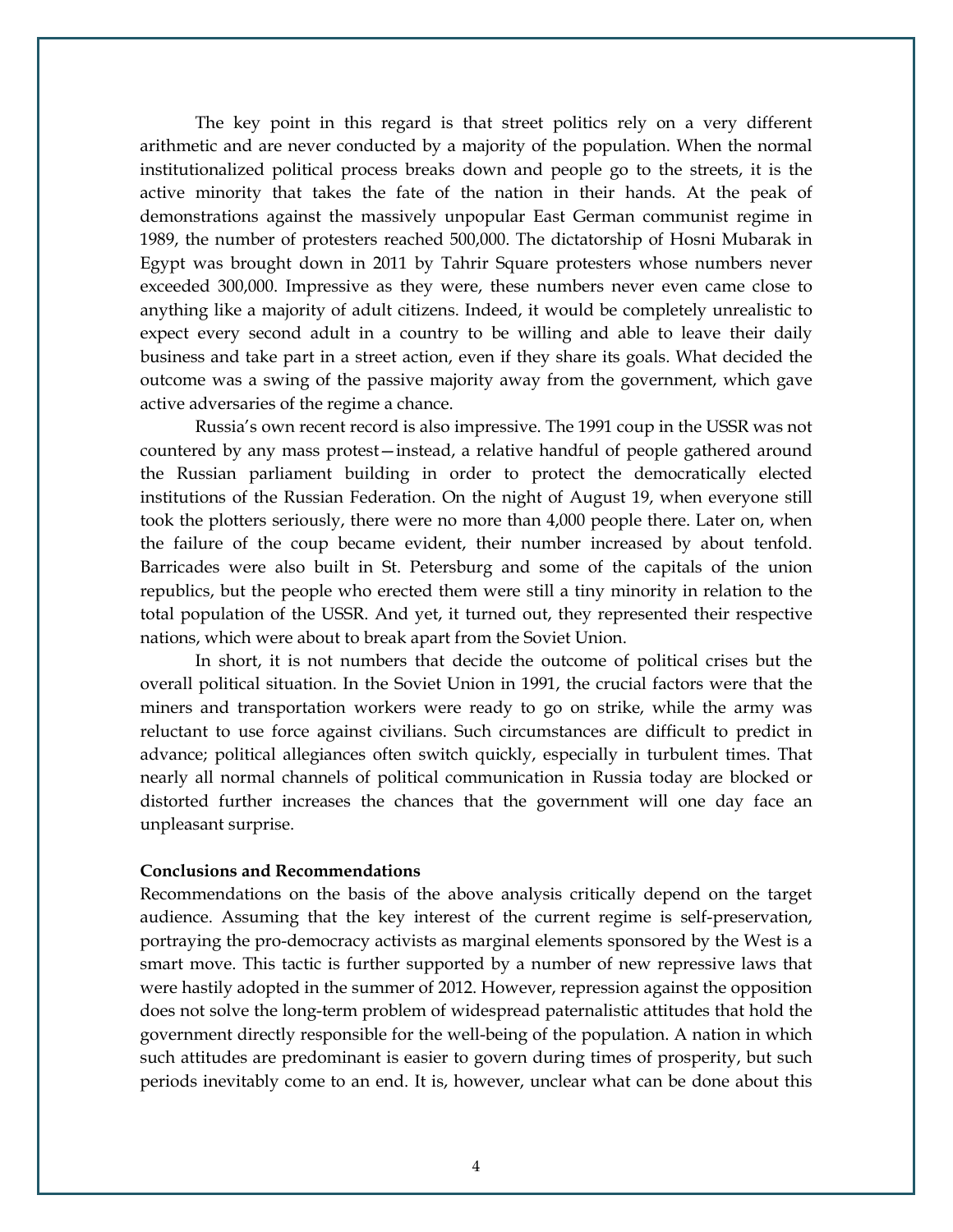The key point in this regard is that street politics rely on a very different arithmetic and are never conducted by a majority of the population. When the normal institutionalized political process breaks down and people go to the streets, it is the active minority that takes the fate of the nation in their hands. At the peak of demonstrations against the massively unpopular East German communist regime in 1989, the number of protesters reached 500,000. The dictatorship of Hosni Mubarak in Egypt was brought down in 2011 by Tahrir Square protesters whose numbers never exceeded 300,000. Impressive as they were, these numbers never even came close to anything like a majority of adult citizens. Indeed, it would be completely unrealistic to expect every second adult in a country to be willing and able to leave their daily business and take part in a street action, even if they share its goals. What decided the outcome was a swing of the passive majority away from the government, which gave active adversaries of the regime a chance.

Russia's own recent record is also impressive. The 1991 coup in the USSR was not countered by any mass protest—instead, a relative handful of people gathered around the Russian parliament building in order to protect the democratically elected institutions of the Russian Federation. On the night of August 19, when everyone still took the plotters seriously, there were no more than 4,000 people there. Later on, when the failure of the coup became evident, their number increased by about tenfold. Barricades were also built in St. Petersburg and some of the capitals of the union republics, but the people who erected them were still a tiny minority in relation to the total population of the USSR. And yet, it turned out, they represented their respective nations, which were about to break apart from the Soviet Union.

In short, it is not numbers that decide the outcome of political crises but the overall political situation. In the Soviet Union in 1991, the crucial factors were that the miners and transportation workers were ready to go on strike, while the army was reluctant to use force against civilians. Such circumstances are difficult to predict in advance; political allegiances often switch quickly, especially in turbulent times. That nearly all normal channels of political communication in Russia today are blocked or distorted further increases the chances that the government will one day face an unpleasant surprise.

**Conclusions and Recommendations**

Recommendations on the basis of the above analysis critically depend on the target audience. Assuming that the key interest of the current regime is self-preservation, portraying the pro-democracy activists as marginal elements sponsored by the West is a smart move. This tactic is further supported by a number of new repressive laws that were hastily adopted in the summer of 2012. However, repression against the opposition does not solve the long-term problem of widespread paternalistic attitudes that hold the government directly responsible for the well-being of the population. A nation in which such attitudes are predominant is easier to govern during times of prosperity, but such periods inevitably come to an end. It is, however, unclear what can be done about this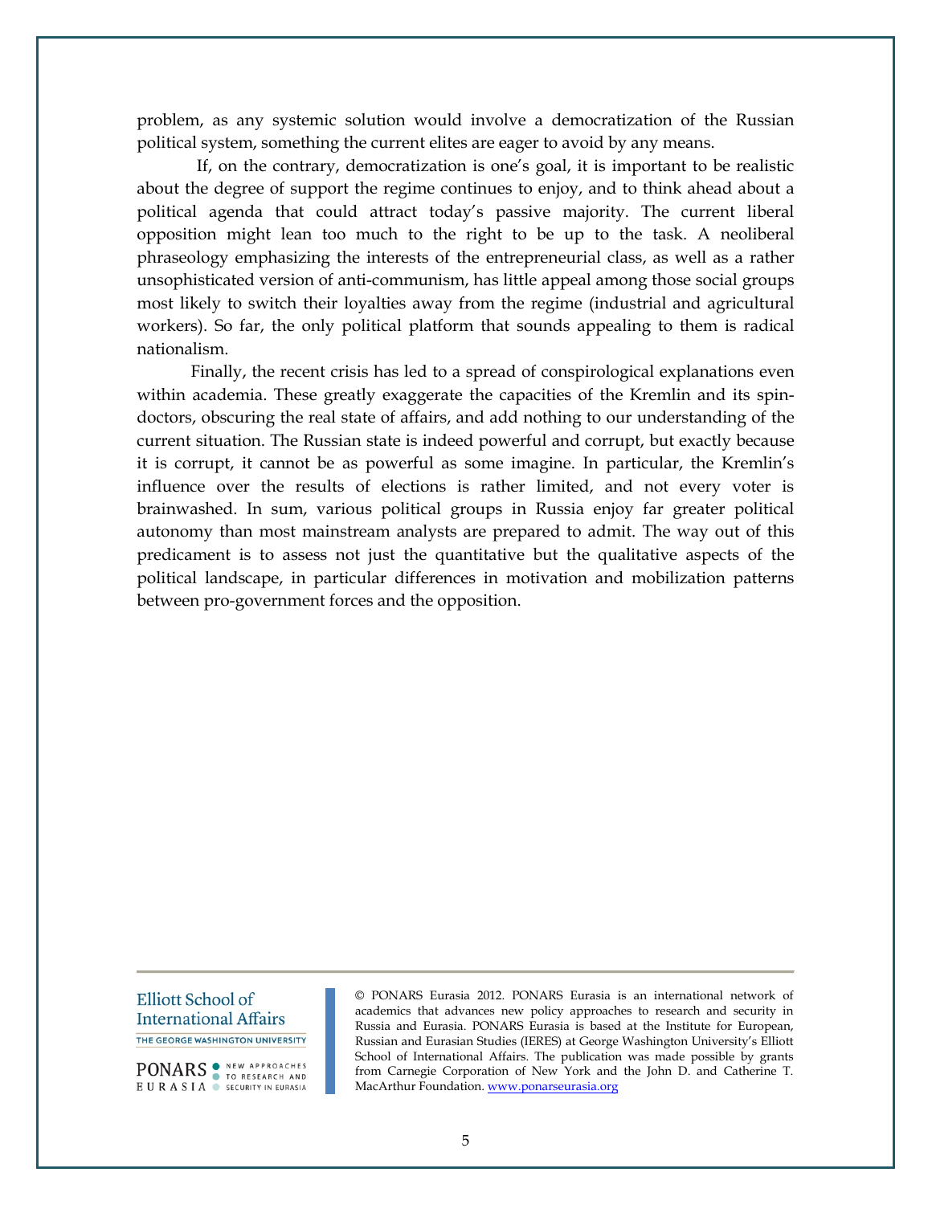problem, as any systemic solution would involve a democratization of the Russian political system, something the current elites are eager to avoid by any means.

If, on the contrary, democratization is one's goal, it is important to be realistic about the degree of support the regime continues to enjoy, and to think ahead about a political agenda that could attract today's passive majority. The current liberal opposition might lean too much to the right to be up to the task. A neoliberal phraseology emphasizing the interests of the entrepreneurial class, as well as a rather unsophisticated version of anti-communism, has little appeal among those social groups most likely to switch their loyalties away from the regime (industrial and agricultural workers). So far, the only political platform that sounds appealing to them is radical nationalism.

Finally, the recent crisis has led to a spread of conspirological explanations even within academia. These greatly exaggerate the capacities of the Kremlin and its spin-doctors, obscuring the real state of affairs, and add nothing to our understanding of the current situation. The Russian state is indeed powerful and corrupt, but exactly because it is corrupt, it cannot be as powerful as some imagine. In particular, the Kremlin's influence over the results of elections is rather limited, and not every voter is brainwashed. In sum, various political groups in Russia enjoy far greater political autonomy than most mainstream analysts are prepared to admit. The way out of this predicament is to assess not just the quantitative but the qualitative aspects of the political landscape, in particular differences in motivation and mobilization patterns between pro-government forces and the opposition.

Elliott School of International Affairs
THE GEORGE WASHINGTON UNIVERSITY

PONARS EURASIA — NEW APPROACHES TO RESEARCH AND SECURITY IN EURASIA

© PONARS Eurasia 2012. PONARS Eurasia is an international network of academics that advances new policy approaches to research and security in Russia and Eurasia. PONARS Eurasia is based at the Institute for European, Russian and Eurasian Studies (IERES) at George Washington University's Elliott School of International Affairs. The publication was made possible by grants from Carnegie Corporation of New York and the John D. and Catherine T. MacArthur Foundation. www.ponarseurasia.org